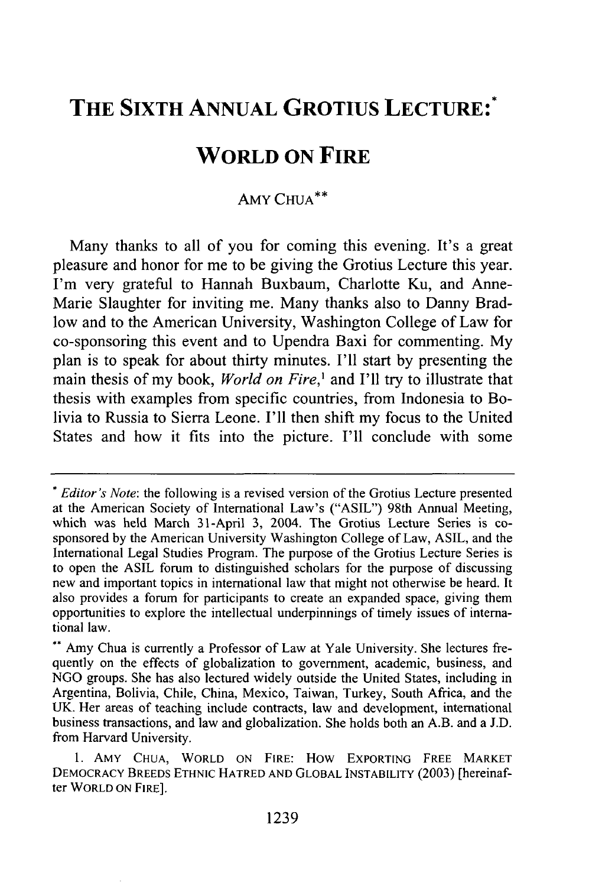# THE SIXTH ANNUAL GROTIUS LECTURE:*

# WORLD ON FIRE

AMY CHUA**

Many thanks to all of you for coming this evening. It's a great pleasure and honor for me to be giving the Grotius Lecture this year. I'm very grateful to Hannah Buxbaum, Charlotte Ku, and Anne-Marie Slaughter for inviting me. Many thanks also to Danny Bradlow and to the American University, Washington College of Law for co-sponsoring this event and to Upendra Baxi for commenting. My plan is to speak for about thirty minutes. I'll start by presenting the main thesis of my book, *World on Fire*,[1] and I'll try to illustrate that thesis with examples from specific countries, from Indonesia to Bolivia to Russia to Sierra Leone. I'll then shift my focus to the United States and how it fits into the picture. I'll conclude with some

---

\* *Editor's Note*: the following is a revised version of the Grotius Lecture presented at the American Society of International Law's ("ASIL") 98th Annual Meeting, which was held March 31-April 3, 2004. The Grotius Lecture Series is co-sponsored by the American University Washington College of Law, ASIL, and the International Legal Studies Program. The purpose of the Grotius Lecture Series is to open the ASIL forum to distinguished scholars for the purpose of discussing new and important topics in international law that might not otherwise be heard. It also provides a forum for participants to create an expanded space, giving them opportunities to explore the intellectual underpinnings of timely issues of international law.

\*\* Amy Chua is currently a Professor of Law at Yale University. She lectures frequently on the effects of globalization to government, academic, business, and NGO groups. She has also lectured widely outside the United States, including in Argentina, Bolivia, Chile, China, Mexico, Taiwan, Turkey, South Africa, and the UK. Her areas of teaching include contracts, law and development, international business transactions, and law and globalization. She holds both an A.B. and a J.D. from Harvard University.

1. AMY CHUA, WORLD ON FIRE: HOW EXPORTING FREE MARKET DEMOCRACY BREEDS ETHNIC HATRED AND GLOBAL INSTABILITY (2003) [hereinafter WORLD ON FIRE].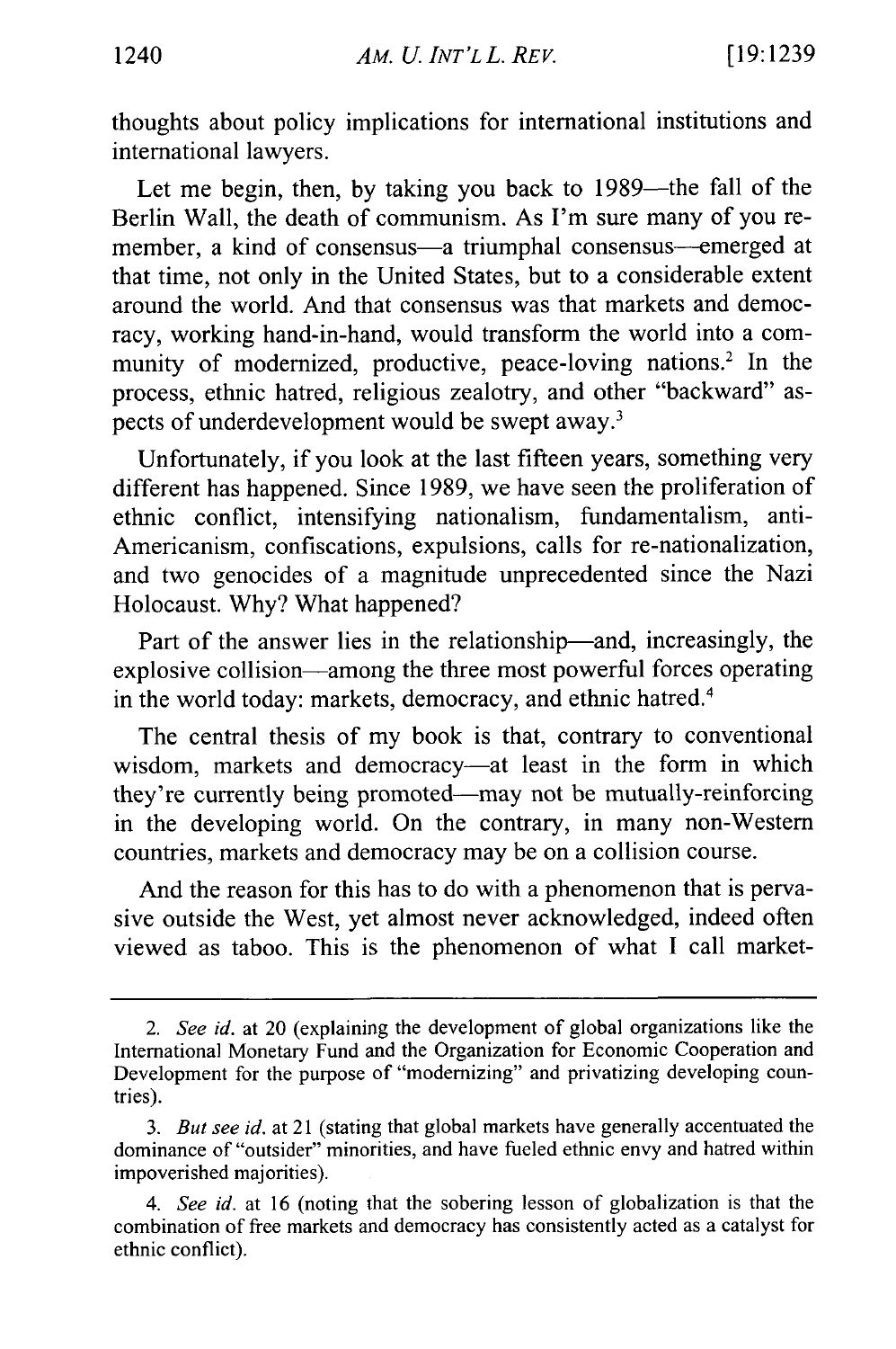thoughts about policy implications for international institutions and international lawyers.

Let me begin, then, by taking you back to 1989—the fall of the Berlin Wall, the death of communism. As I'm sure many of you remember, a kind of consensus—a triumphal consensus—emerged at that time, not only in the United States, but to a considerable extent around the world. And that consensus was that markets and democracy, working hand-in-hand, would transform the world into a community of modernized, productive, peace-loving nations.[2] In the process, ethnic hatred, religious zealotry, and other "backward" aspects of underdevelopment would be swept away.[3]

Unfortunately, if you look at the last fifteen years, something very different has happened. Since 1989, we have seen the proliferation of ethnic conflict, intensifying nationalism, fundamentalism, anti-Americanism, confiscations, expulsions, calls for re-nationalization, and two genocides of a magnitude unprecedented since the Nazi Holocaust. Why? What happened?

Part of the answer lies in the relationship—and, increasingly, the explosive collision—among the three most powerful forces operating in the world today: markets, democracy, and ethnic hatred.[4]

The central thesis of my book is that, contrary to conventional wisdom, markets and democracy—at least in the form in which they're currently being promoted—may not be mutually-reinforcing in the developing world. On the contrary, in many non-Western countries, markets and democracy may be on a collision course.

And the reason for this has to do with a phenomenon that is pervasive outside the West, yet almost never acknowledged, indeed often viewed as taboo. This is the phenomenon of what I call market-

---

2. *See id.* at 20 (explaining the development of global organizations like the International Monetary Fund and the Organization for Economic Cooperation and Development for the purpose of "modernizing" and privatizing developing countries).

3. *But see id.* at 21 (stating that global markets have generally accentuated the dominance of "outsider" minorities, and have fueled ethnic envy and hatred within impoverished majorities).

4. *See id.* at 16 (noting that the sobering lesson of globalization is that the combination of free markets and democracy has consistently acted as a catalyst for ethnic conflict).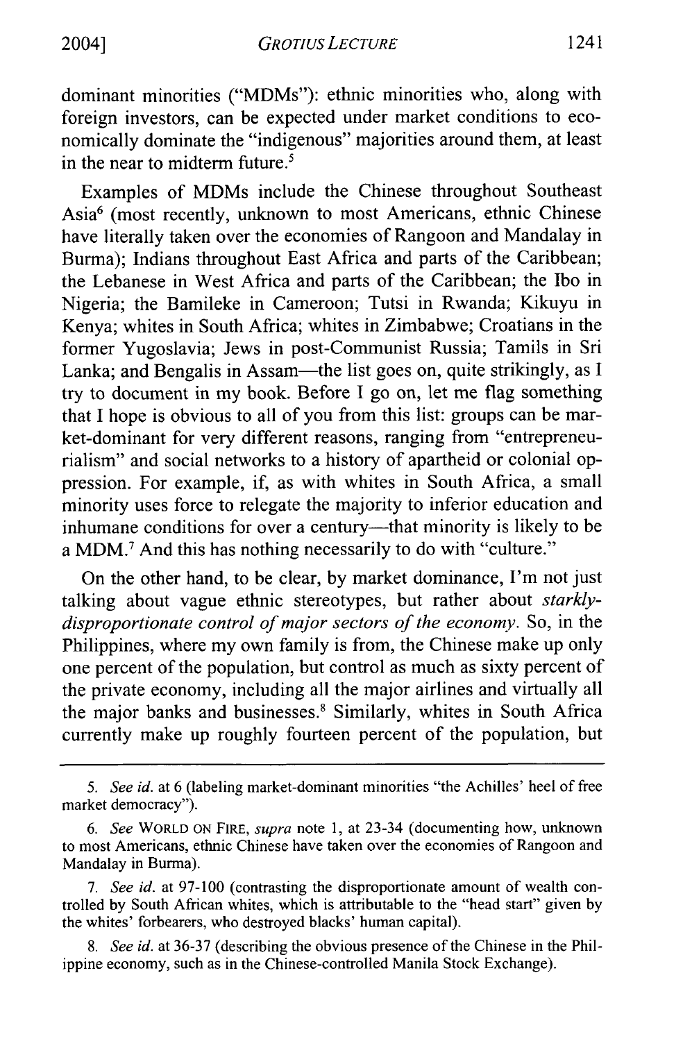dominant minorities ("MDMs"): ethnic minorities who, along with foreign investors, can be expected under market conditions to economically dominate the "indigenous" majorities around them, at least in the near to midterm future.[5]

Examples of MDMs include the Chinese throughout Southeast Asia[6] (most recently, unknown to most Americans, ethnic Chinese have literally taken over the economies of Rangoon and Mandalay in Burma); Indians throughout East Africa and parts of the Caribbean; the Lebanese in West Africa and parts of the Caribbean; the Ibo in Nigeria; the Bamileke in Cameroon; Tutsi in Rwanda; Kikuyu in Kenya; whites in South Africa; whites in Zimbabwe; Croatians in the former Yugoslavia; Jews in post-Communist Russia; Tamils in Sri Lanka; and Bengalis in Assam—the list goes on, quite strikingly, as I try to document in my book. Before I go on, let me flag something that I hope is obvious to all of you from this list: groups can be market-dominant for very different reasons, ranging from "entrepreneurialism" and social networks to a history of apartheid or colonial oppression. For example, if, as with whites in South Africa, a small minority uses force to relegate the majority to inferior education and inhumane conditions for over a century—that minority is likely to be a MDM.[7] And this has nothing necessarily to do with "culture."

On the other hand, to be clear, by market dominance, I'm not just talking about vague ethnic stereotypes, but rather about *starkly-disproportionate control of major sectors of the economy*. So, in the Philippines, where my own family is from, the Chinese make up only one percent of the population, but control as much as sixty percent of the private economy, including all the major airlines and virtually all the major banks and businesses.[8] Similarly, whites in South Africa currently make up roughly fourteen percent of the population, but

---

5. *See id.* at 6 (labeling market-dominant minorities "the Achilles' heel of free market democracy").

6. *See* WORLD ON FIRE, *supra* note 1, at 23-34 (documenting how, unknown to most Americans, ethnic Chinese have taken over the economies of Rangoon and Mandalay in Burma).

7. *See id.* at 97-100 (contrasting the disproportionate amount of wealth controlled by South African whites, which is attributable to the "head start" given by the whites' forbearers, who destroyed blacks' human capital).

8. *See id.* at 36-37 (describing the obvious presence of the Chinese in the Philippine economy, such as in the Chinese-controlled Manila Stock Exchange).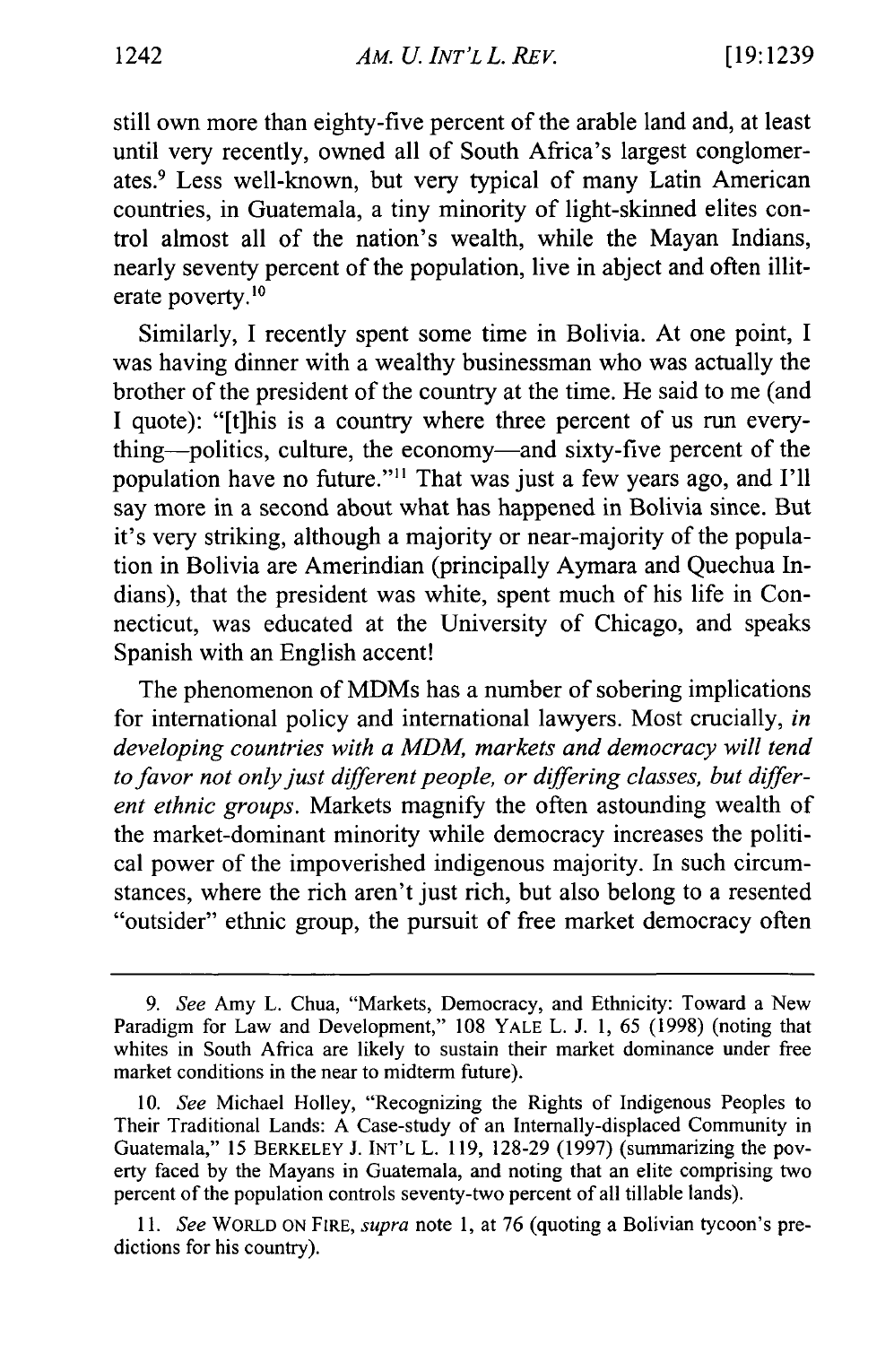still own more than eighty-five percent of the arable land and, at least until very recently, owned all of South Africa's largest conglomerates.[9] Less well-known, but very typical of many Latin American countries, in Guatemala, a tiny minority of light-skinned elites control almost all of the nation's wealth, while the Mayan Indians, nearly seventy percent of the population, live in abject and often illiterate poverty.[10]

Similarly, I recently spent some time in Bolivia. At one point, I was having dinner with a wealthy businessman who was actually the brother of the president of the country at the time. He said to me (and I quote): "[t]his is a country where three percent of us run everything—politics, culture, the economy—and sixty-five percent of the population have no future."[11] That was just a few years ago, and I'll say more in a second about what has happened in Bolivia since. But it's very striking, although a majority or near-majority of the population in Bolivia are Amerindian (principally Aymara and Quechua Indians), that the president was white, spent much of his life in Connecticut, was educated at the University of Chicago, and speaks Spanish with an English accent!

The phenomenon of MDMs has a number of sobering implications for international policy and international lawyers. Most crucially, *in developing countries with a MDM, markets and democracy will tend to favor not only just different people, or differing classes, but different ethnic groups*. Markets magnify the often astounding wealth of the market-dominant minority while democracy increases the political power of the impoverished indigenous majority. In such circumstances, where the rich aren't just rich, but also belong to a resented "outsider" ethnic group, the pursuit of free market democracy often

---

9. *See* Amy L. Chua, "Markets, Democracy, and Ethnicity: Toward a New Paradigm for Law and Development," 108 YALE L. J. 1, 65 (1998) (noting that whites in South Africa are likely to sustain their market dominance under free market conditions in the near to midterm future).

10. *See* Michael Holley, "Recognizing the Rights of Indigenous Peoples to Their Traditional Lands: A Case-study of an Internally-displaced Community in Guatemala," 15 BERKELEY J. INT'L L. 119, 128-29 (1997) (summarizing the poverty faced by the Mayans in Guatemala, and noting that an elite comprising two percent of the population controls seventy-two percent of all tillable lands).

11. *See* WORLD ON FIRE, *supra* note 1, at 76 (quoting a Bolivian tycoon's predictions for his country).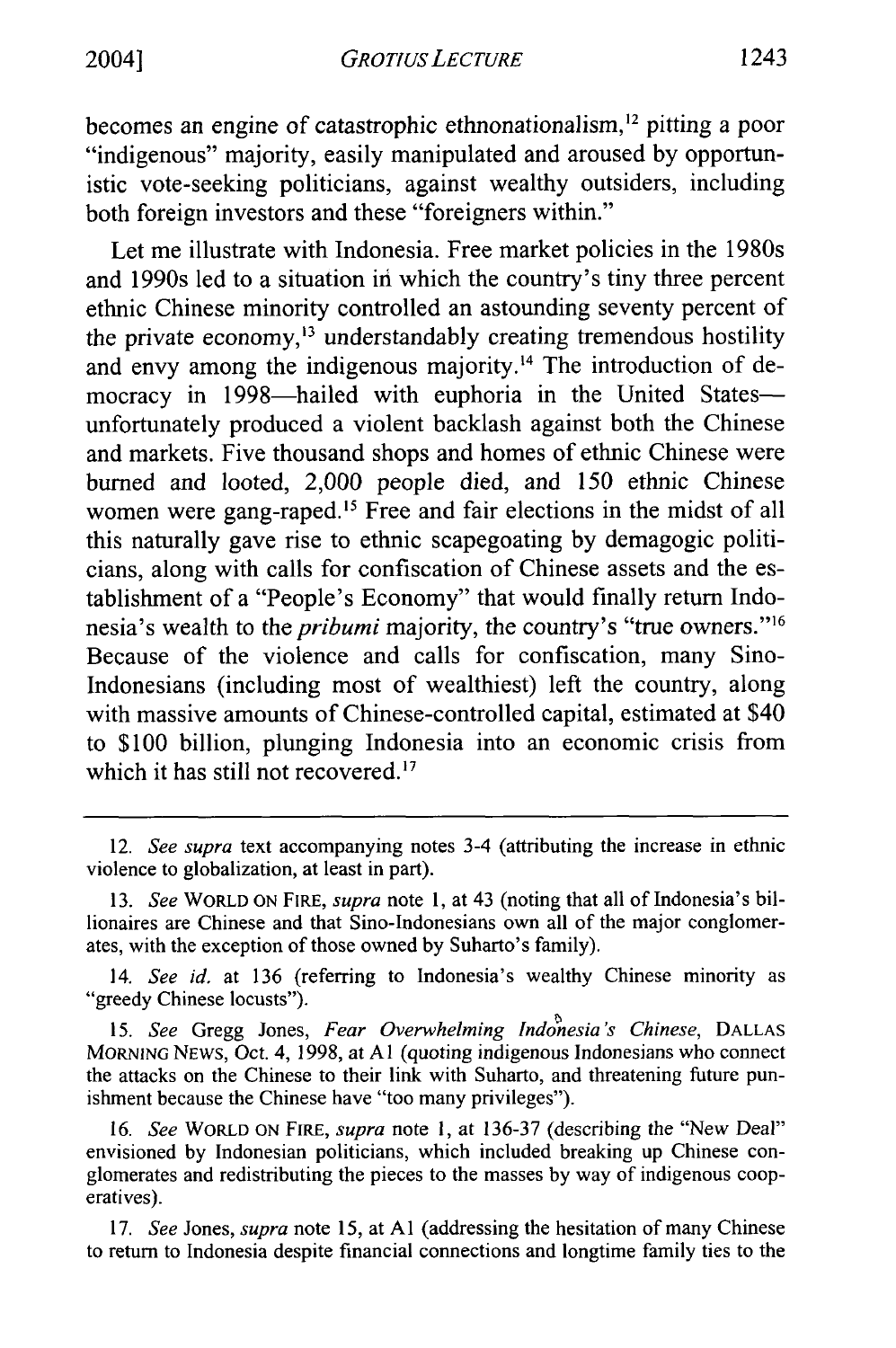becomes an engine of catastrophic ethnonationalism,[12] pitting a poor "indigenous" majority, easily manipulated and aroused by opportunistic vote-seeking politicians, against wealthy outsiders, including both foreign investors and these "foreigners within."

Let me illustrate with Indonesia. Free market policies in the 1980s and 1990s led to a situation in which the country's tiny three percent ethnic Chinese minority controlled an astounding seventy percent of the private economy,[13] understandably creating tremendous hostility and envy among the indigenous majority.[14] The introduction of democracy in 1998—hailed with euphoria in the United States—unfortunately produced a violent backlash against both the Chinese and markets. Five thousand shops and homes of ethnic Chinese were burned and looted, 2,000 people died, and 150 ethnic Chinese women were gang-raped.[15] Free and fair elections in the midst of all this naturally gave rise to ethnic scapegoating by demagogic politicians, along with calls for confiscation of Chinese assets and the establishment of a "People's Economy" that would finally return Indonesia's wealth to the *pribumi* majority, the country's "true owners."[16] Because of the violence and calls for confiscation, many Sino-Indonesians (including most of wealthiest) left the country, along with massive amounts of Chinese-controlled capital, estimated at $40 to $100 billion, plunging Indonesia into an economic crisis from which it has still not recovered.[17]

---

12. *See supra* text accompanying notes 3-4 (attributing the increase in ethnic violence to globalization, at least in part).

13. *See* WORLD ON FIRE, *supra* note 1, at 43 (noting that all of Indonesia's billionaires are Chinese and that Sino-Indonesians own all of the major conglomerates, with the exception of those owned by Suharto's family).

14. *See id.* at 136 (referring to Indonesia's wealthy Chinese minority as "greedy Chinese locusts").

15. *See* Gregg Jones, *Fear Overwhelming Indonesia's Chinese*, DALLAS MORNING NEWS, Oct. 4, 1998, at A1 (quoting indigenous Indonesians who connect the attacks on the Chinese to their link with Suharto, and threatening future punishment because the Chinese have "too many privileges").

16. *See* WORLD ON FIRE, *supra* note 1, at 136-37 (describing the "New Deal" envisioned by Indonesian politicians, which included breaking up Chinese conglomerates and redistributing the pieces to the masses by way of indigenous cooperatives).

17. *See* Jones, *supra* note 15, at A1 (addressing the hesitation of many Chinese to return to Indonesia despite financial connections and longtime family ties to the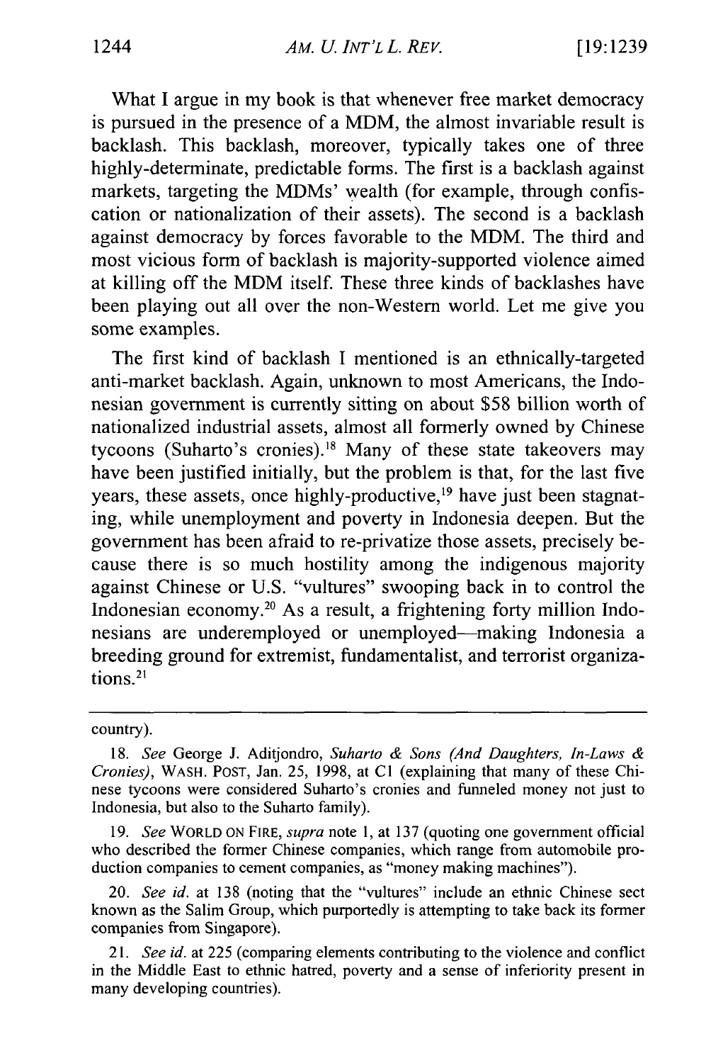What I argue in my book is that whenever free market democracy is pursued in the presence of a MDM, the almost invariable result is backlash. This backlash, moreover, typically takes one of three highly-determinate, predictable forms. The first is a backlash against markets, targeting the MDMs' wealth (for example, through confiscation or nationalization of their assets). The second is a backlash against democracy by forces favorable to the MDM. The third and most vicious form of backlash is majority-supported violence aimed at killing off the MDM itself. These three kinds of backlashes have been playing out all over the non-Western world. Let me give you some examples.

The first kind of backlash I mentioned is an ethnically-targeted anti-market backlash. Again, unknown to most Americans, the Indonesian government is currently sitting on about $58 billion worth of nationalized industrial assets, almost all formerly owned by Chinese tycoons (Suharto's cronies).[18] Many of these state takeovers may have been justified initially, but the problem is that, for the last five years, these assets, once highly-productive,[19] have just been stagnating, while unemployment and poverty in Indonesia deepen. But the government has been afraid to re-privatize those assets, precisely because there is so much hostility among the indigenous majority against Chinese or U.S. "vultures" swooping back in to control the Indonesian economy.[20] As a result, a frightening forty million Indonesians are underemployed or unemployed—making Indonesia a breeding ground for extremist, fundamentalist, and terrorist organizations.[21]

---

country).

18. *See* George J. Aditjondro, *Suharto & Sons (And Daughters, In-Laws & Cronies)*, WASH. POST, Jan. 25, 1998, at C1 (explaining that many of these Chinese tycoons were considered Suharto's cronies and funneled money not just to Indonesia, but also to the Suharto family).

19. *See* WORLD ON FIRE, *supra* note 1, at 137 (quoting one government official who described the former Chinese companies, which range from automobile production companies to cement companies, as "money making machines").

20. *See id.* at 138 (noting that the "vultures" include an ethnic Chinese sect known as the Salim Group, which purportedly is attempting to take back its former companies from Singapore).

21. *See id.* at 225 (comparing elements contributing to the violence and conflict in the Middle East to ethnic hatred, poverty and a sense of inferiority present in many developing countries).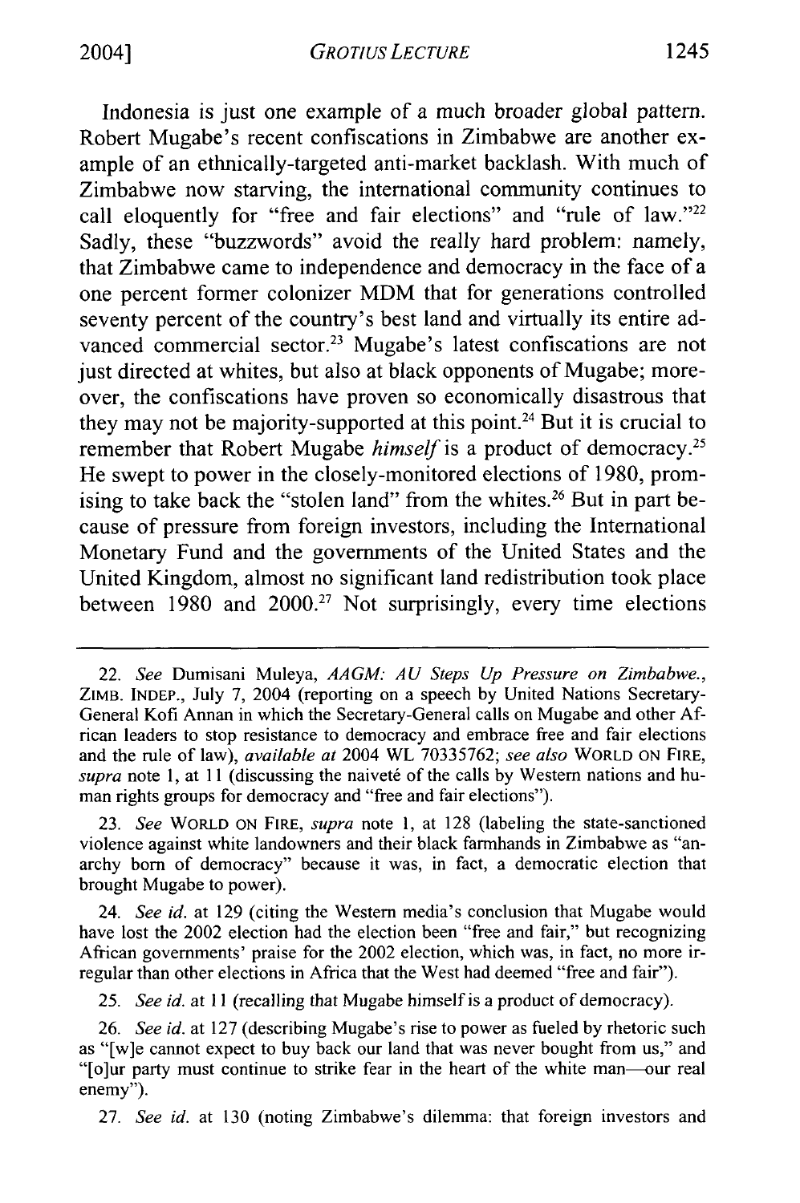Indonesia is just one example of a much broader global pattern. Robert Mugabe's recent confiscations in Zimbabwe are another example of an ethnically-targeted anti-market backlash. With much of Zimbabwe now starving, the international community continues to call eloquently for "free and fair elections" and "rule of law."[22] Sadly, these "buzzwords" avoid the really hard problem: namely, that Zimbabwe came to independence and democracy in the face of a one percent former colonizer MDM that for generations controlled seventy percent of the country's best land and virtually its entire advanced commercial sector.[23] Mugabe's latest confiscations are not just directed at whites, but also at black opponents of Mugabe; moreover, the confiscations have proven so economically disastrous that they may not be majority-supported at this point.[24] But it is crucial to remember that Robert Mugabe *himself* is a product of democracy.[25] He swept to power in the closely-monitored elections of 1980, promising to take back the "stolen land" from the whites.[26] But in part because of pressure from foreign investors, including the International Monetary Fund and the governments of the United States and the United Kingdom, almost no significant land redistribution took place between 1980 and 2000.[27] Not surprisingly, every time elections

---

22. *See* Dumisani Muleya, *AAGM: AU Steps Up Pressure on Zimbabwe.*, ZIMB. INDEP., July 7, 2004 (reporting on a speech by United Nations Secretary-General Kofi Annan in which the Secretary-General calls on Mugabe and other African leaders to stop resistance to democracy and embrace free and fair elections and the rule of law), *available at* 2004 WL 70335762; *see also* WORLD ON FIRE, *supra* note 1, at 11 (discussing the naiveté of the calls by Western nations and human rights groups for democracy and "free and fair elections").

23. *See* WORLD ON FIRE, *supra* note 1, at 128 (labeling the state-sanctioned violence against white landowners and their black farmhands in Zimbabwe as "anarchy born of democracy" because it was, in fact, a democratic election that brought Mugabe to power).

24. *See id.* at 129 (citing the Western media's conclusion that Mugabe would have lost the 2002 election had the election been "free and fair," but recognizing African governments' praise for the 2002 election, which was, in fact, no more irregular than other elections in Africa that the West had deemed "free and fair").

25. *See id.* at 11 (recalling that Mugabe himself is a product of democracy).

26. *See id.* at 127 (describing Mugabe's rise to power as fueled by rhetoric such as "[w]e cannot expect to buy back our land that was never bought from us," and "[o]ur party must continue to strike fear in the heart of the white man—our real enemy").

27. *See id.* at 130 (noting Zimbabwe's dilemma: that foreign investors and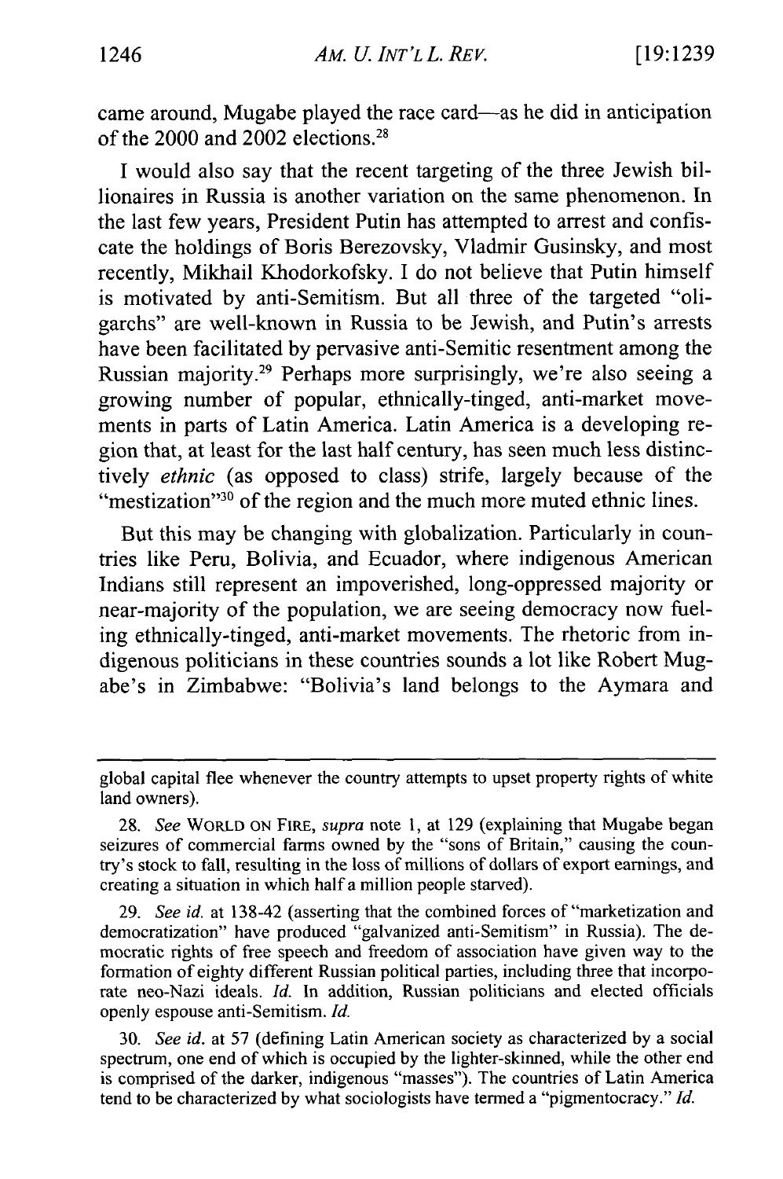came around, Mugabe played the race card—as he did in anticipation of the 2000 and 2002 elections.[28]

I would also say that the recent targeting of the three Jewish billionaires in Russia is another variation on the same phenomenon. In the last few years, President Putin has attempted to arrest and confiscate the holdings of Boris Berezovsky, Vladmir Gusinsky, and most recently, Mikhail Khodorkofsky. I do not believe that Putin himself is motivated by anti-Semitism. But all three of the targeted "oligarchs" are well-known in Russia to be Jewish, and Putin's arrests have been facilitated by pervasive anti-Semitic resentment among the Russian majority.[29] Perhaps more surprisingly, we're also seeing a growing number of popular, ethnically-tinged, anti-market movements in parts of Latin America. Latin America is a developing region that, at least for the last half century, has seen much less distinctively *ethnic* (as opposed to class) strife, largely because of the "mestization"[30] of the region and the much more muted ethnic lines.

But this may be changing with globalization. Particularly in countries like Peru, Bolivia, and Ecuador, where indigenous American Indians still represent an impoverished, long-oppressed majority or near-majority of the population, we are seeing democracy now fueling ethnically-tinged, anti-market movements. The rhetoric from indigenous politicians in these countries sounds a lot like Robert Mugabe's in Zimbabwe: "Bolivia's land belongs to the Aymara and

---

global capital flee whenever the country attempts to upset property rights of white land owners).

28. *See* WORLD ON FIRE, *supra* note 1, at 129 (explaining that Mugabe began seizures of commercial farms owned by the "sons of Britain," causing the country's stock to fall, resulting in the loss of millions of dollars of export earnings, and creating a situation in which half a million people starved).

29. *See id.* at 138-42 (asserting that the combined forces of "marketization and democratization" have produced "galvanized anti-Semitism" in Russia). The democratic rights of free speech and freedom of association have given way to the formation of eighty different Russian political parties, including three that incorporate neo-Nazi ideals. *Id.* In addition, Russian politicians and elected officials openly espouse anti-Semitism. *Id.*

30. *See id.* at 57 (defining Latin American society as characterized by a social spectrum, one end of which is occupied by the lighter-skinned, while the other end is comprised of the darker, indigenous "masses"). The countries of Latin America tend to be characterized by what sociologists have termed a "pigmentocracy." *Id.*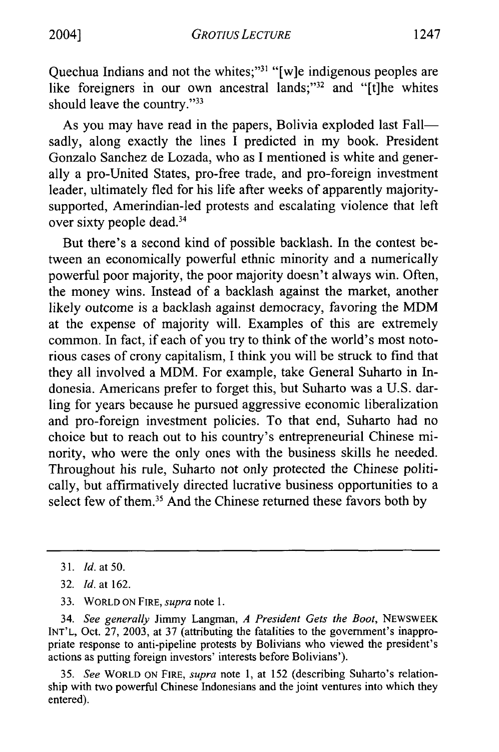Quechua Indians and not the whites;"[31] "[w]e indigenous peoples are like foreigners in our own ancestral lands;"[32] and "[t]he whites should leave the country."[33]

As you may have read in the papers, Bolivia exploded last Fall—sadly, along exactly the lines I predicted in my book. President Gonzalo Sanchez de Lozada, who as I mentioned is white and generally a pro-United States, pro-free trade, and pro-foreign investment leader, ultimately fled for his life after weeks of apparently majority-supported, Amerindian-led protests and escalating violence that left over sixty people dead.[34]

But there's a second kind of possible backlash. In the contest between an economically powerful ethnic minority and a numerically powerful poor majority, the poor majority doesn't always win. Often, the money wins. Instead of a backlash against the market, another likely outcome is a backlash against democracy, favoring the MDM at the expense of majority will. Examples of this are extremely common. In fact, if each of you try to think of the world's most notorious cases of crony capitalism, I think you will be struck to find that they all involved a MDM. For example, take General Suharto in Indonesia. Americans prefer to forget this, but Suharto was a U.S. darling for years because he pursued aggressive economic liberalization and pro-foreign investment policies. To that end, Suharto had no choice but to reach out to his country's entrepreneurial Chinese minority, who were the only ones with the business skills he needed. Throughout his rule, Suharto not only protected the Chinese politically, but affirmatively directed lucrative business opportunities to a select few of them.[35] And the Chinese returned these favors both by

---

31. *Id.* at 50.

32. *Id.* at 162.

33. WORLD ON FIRE, *supra* note 1.

34. *See generally* Jimmy Langman, *A President Gets the Boot*, NEWSWEEK INT'L, Oct. 27, 2003, at 37 (attributing the fatalities to the government's inappropriate response to anti-pipeline protests by Bolivians who viewed the president's actions as putting foreign investors' interests before Bolivians').

35. *See* WORLD ON FIRE, *supra* note 1, at 152 (describing Suharto's relationship with two powerful Chinese Indonesians and the joint ventures into which they entered).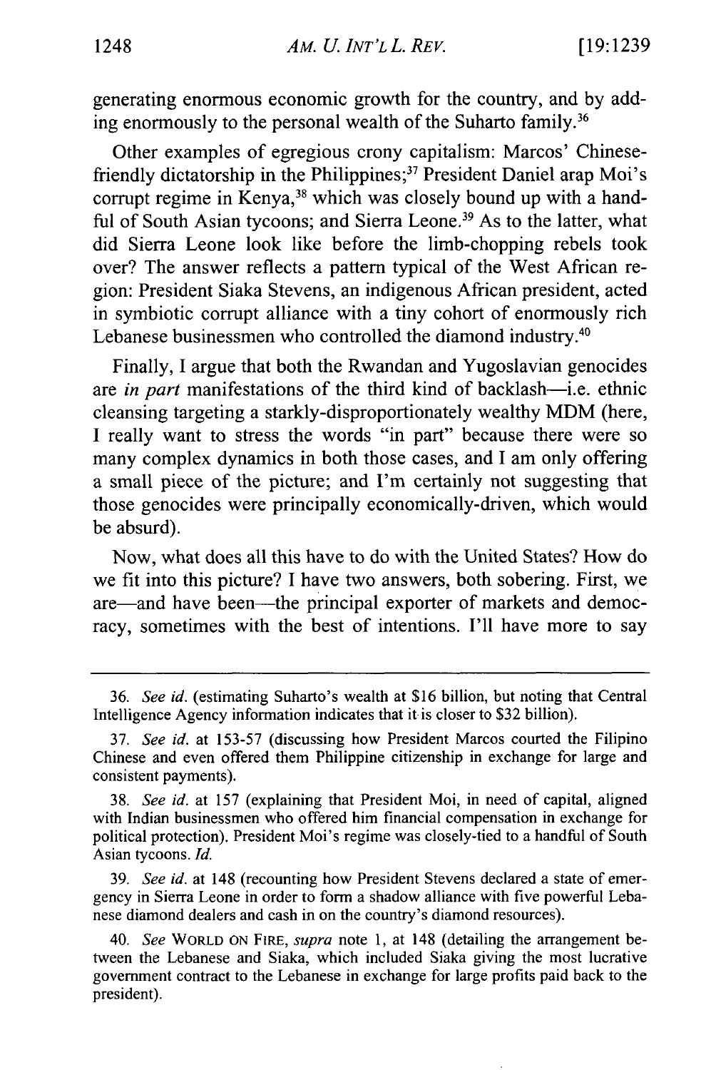generating enormous economic growth for the country, and by adding enormously to the personal wealth of the Suharto family.[36]

Other examples of egregious crony capitalism: Marcos' Chinese-friendly dictatorship in the Philippines;[37] President Daniel arap Moi's corrupt regime in Kenya,[38] which was closely bound up with a handful of South Asian tycoons; and Sierra Leone.[39] As to the latter, what did Sierra Leone look like before the limb-chopping rebels took over? The answer reflects a pattern typical of the West African region: President Siaka Stevens, an indigenous African president, acted in symbiotic corrupt alliance with a tiny cohort of enormously rich Lebanese businessmen who controlled the diamond industry.[40]

Finally, I argue that both the Rwandan and Yugoslavian genocides are *in part* manifestations of the third kind of backlash—i.e. ethnic cleansing targeting a starkly-disproportionately wealthy MDM (here, I really want to stress the words "in part" because there were so many complex dynamics in both those cases, and I am only offering a small piece of the picture; and I'm certainly not suggesting that those genocides were principally economically-driven, which would be absurd).

Now, what does all this have to do with the United States? How do we fit into this picture? I have two answers, both sobering. First, we are—and have been—the principal exporter of markets and democracy, sometimes with the best of intentions. I'll have more to say

---

36. *See id.* (estimating Suharto's wealth at $16 billion, but noting that Central Intelligence Agency information indicates that it is closer to $32 billion).

37. *See id.* at 153-57 (discussing how President Marcos courted the Filipino Chinese and even offered them Philippine citizenship in exchange for large and consistent payments).

38. *See id.* at 157 (explaining that President Moi, in need of capital, aligned with Indian businessmen who offered him financial compensation in exchange for political protection). President Moi's regime was closely-tied to a handful of South Asian tycoons. *Id.*

39. *See id.* at 148 (recounting how President Stevens declared a state of emergency in Sierra Leone in order to form a shadow alliance with five powerful Lebanese diamond dealers and cash in on the country's diamond resources).

40. *See* WORLD ON FIRE, *supra* note 1, at 148 (detailing the arrangement between the Lebanese and Siaka, which included Siaka giving the most lucrative government contract to the Lebanese in exchange for large profits paid back to the president).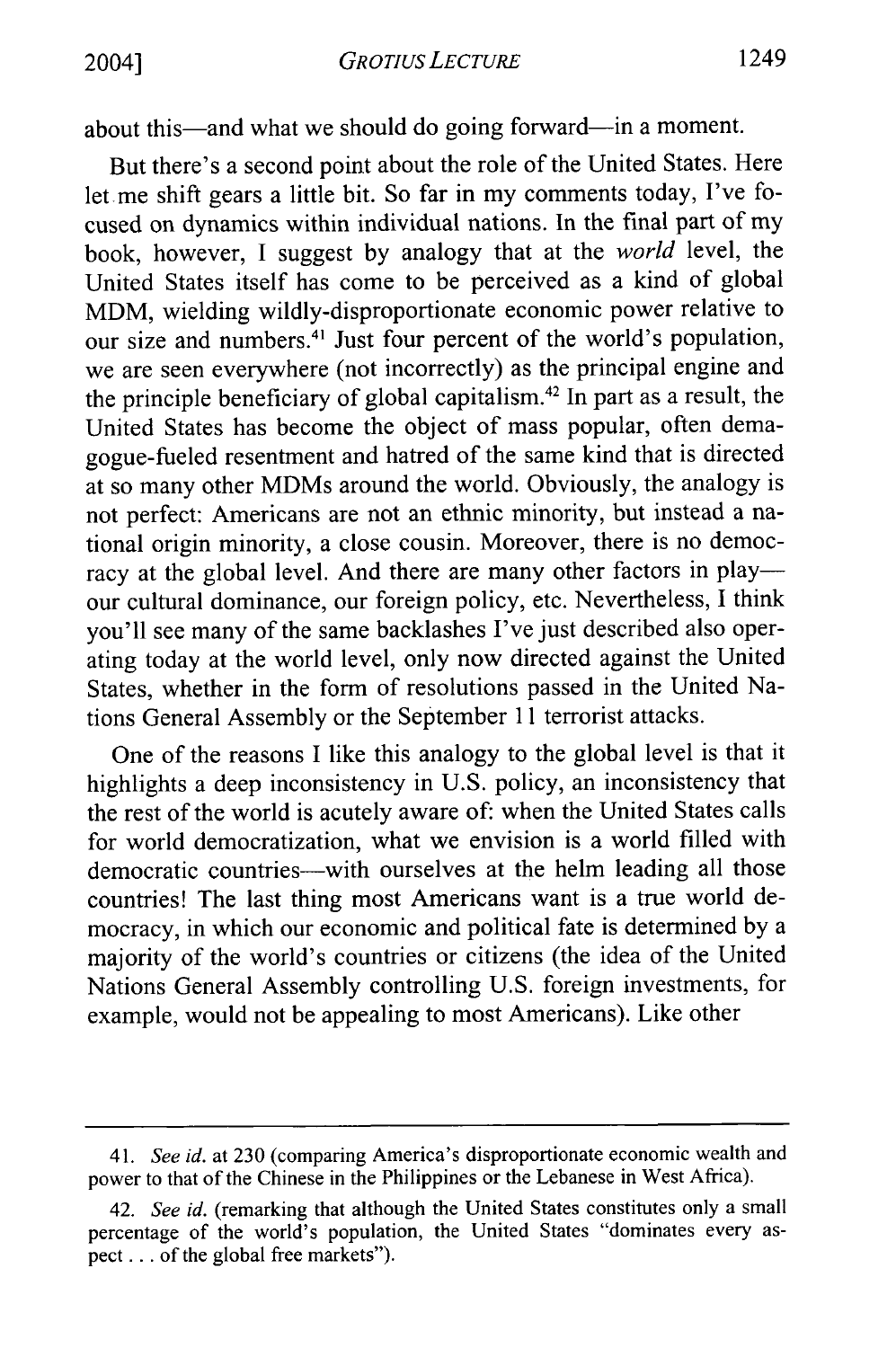about this—and what we should do going forward—in a moment.

But there's a second point about the role of the United States. Here let me shift gears a little bit. So far in my comments today, I've focused on dynamics within individual nations. In the final part of my book, however, I suggest by analogy that at the *world* level, the United States itself has come to be perceived as a kind of global MDM, wielding wildly-disproportionate economic power relative to our size and numbers.[41] Just four percent of the world's population, we are seen everywhere (not incorrectly) as the principal engine and the principle beneficiary of global capitalism.[42] In part as a result, the United States has become the object of mass popular, often demagogue-fueled resentment and hatred of the same kind that is directed at so many other MDMs around the world. Obviously, the analogy is not perfect: Americans are not an ethnic minority, but instead a national origin minority, a close cousin. Moreover, there is no democracy at the global level. And there are many other factors in play—our cultural dominance, our foreign policy, etc. Nevertheless, I think you'll see many of the same backlashes I've just described also operating today at the world level, only now directed against the United States, whether in the form of resolutions passed in the United Nations General Assembly or the September 11 terrorist attacks.

One of the reasons I like this analogy to the global level is that it highlights a deep inconsistency in U.S. policy, an inconsistency that the rest of the world is acutely aware of: when the United States calls for world democratization, what we envision is a world filled with democratic countries—with ourselves at the helm leading all those countries! The last thing most Americans want is a true world democracy, in which our economic and political fate is determined by a majority of the world's countries or citizens (the idea of the United Nations General Assembly controlling U.S. foreign investments, for example, would not be appealing to most Americans). Like other

---

41. *See id.* at 230 (comparing America's disproportionate economic wealth and power to that of the Chinese in the Philippines or the Lebanese in West Africa).

42. *See id.* (remarking that although the United States constitutes only a small percentage of the world's population, the United States "dominates every aspect . . . of the global free markets").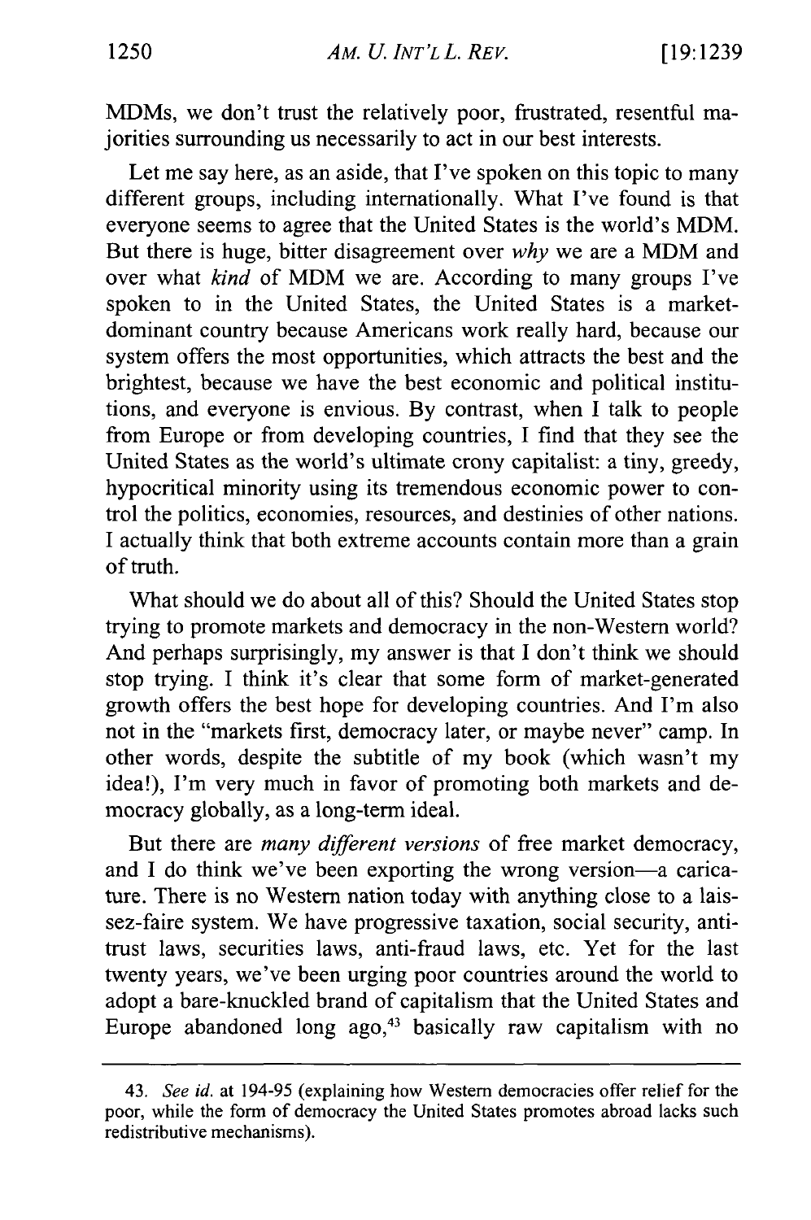MDMs, we don't trust the relatively poor, frustrated, resentful majorities surrounding us necessarily to act in our best interests.

Let me say here, as an aside, that I've spoken on this topic to many different groups, including internationally. What I've found is that everyone seems to agree that the United States is the world's MDM. But there is huge, bitter disagreement over *why* we are a MDM and over what *kind* of MDM we are. According to many groups I've spoken to in the United States, the United States is a market-dominant country because Americans work really hard, because our system offers the most opportunities, which attracts the best and the brightest, because we have the best economic and political institutions, and everyone is envious. By contrast, when I talk to people from Europe or from developing countries, I find that they see the United States as the world's ultimate crony capitalist: a tiny, greedy, hypocritical minority using its tremendous economic power to control the politics, economies, resources, and destinies of other nations. I actually think that both extreme accounts contain more than a grain of truth.

What should we do about all of this? Should the United States stop trying to promote markets and democracy in the non-Western world? And perhaps surprisingly, my answer is that I don't think we should stop trying. I think it's clear that some form of market-generated growth offers the best hope for developing countries. And I'm also not in the "markets first, democracy later, or maybe never" camp. In other words, despite the subtitle of my book (which wasn't my idea!), I'm very much in favor of promoting both markets and democracy globally, as a long-term ideal.

But there are *many different versions* of free market democracy, and I do think we've been exporting the wrong version—a caricature. There is no Western nation today with anything close to a laissez-faire system. We have progressive taxation, social security, antitrust laws, securities laws, anti-fraud laws, etc. Yet for the last twenty years, we've been urging poor countries around the world to adopt a bare-knuckled brand of capitalism that the United States and Europe abandoned long ago,[43] basically raw capitalism with no

---

43. *See id.* at 194-95 (explaining how Western democracies offer relief for the poor, while the form of democracy the United States promotes abroad lacks such redistributive mechanisms).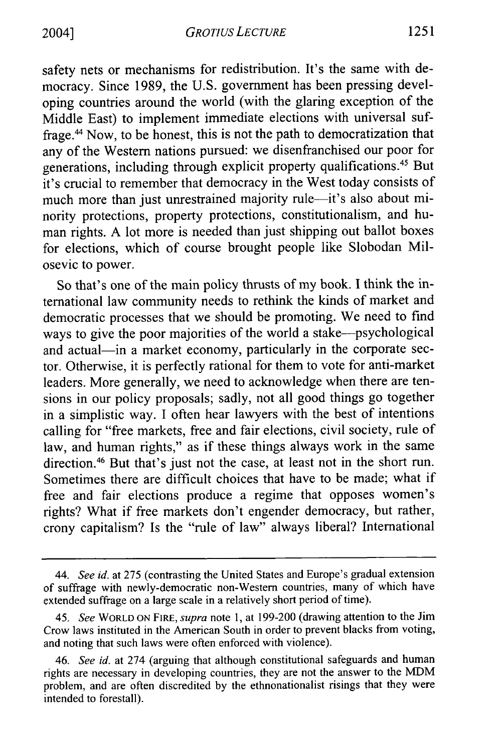safety nets or mechanisms for redistribution. It's the same with democracy. Since 1989, the U.S. government has been pressing developing countries around the world (with the glaring exception of the Middle East) to implement immediate elections with universal suffrage.[44] Now, to be honest, this is not the path to democratization that any of the Western nations pursued: we disenfranchised our poor for generations, including through explicit property qualifications.[45] But it's crucial to remember that democracy in the West today consists of much more than just unrestrained majority rule—it's also about minority protections, property protections, constitutionalism, and human rights. A lot more is needed than just shipping out ballot boxes for elections, which of course brought people like Slobodan Milosevic to power.

So that's one of the main policy thrusts of my book. I think the international law community needs to rethink the kinds of market and democratic processes that we should be promoting. We need to find ways to give the poor majorities of the world a stake—psychological and actual—in a market economy, particularly in the corporate sector. Otherwise, it is perfectly rational for them to vote for anti-market leaders. More generally, we need to acknowledge when there are tensions in our policy proposals; sadly, not all good things go together in a simplistic way. I often hear lawyers with the best of intentions calling for "free markets, free and fair elections, civil society, rule of law, and human rights," as if these things always work in the same direction.[46] But that's just not the case, at least not in the short run. Sometimes there are difficult choices that have to be made; what if free and fair elections produce a regime that opposes women's rights? What if free markets don't engender democracy, but rather, crony capitalism? Is the "rule of law" always liberal? International

---

44. *See id.* at 275 (contrasting the United States and Europe's gradual extension of suffrage with newly-democratic non-Western countries, many of which have extended suffrage on a large scale in a relatively short period of time).

45. *See* WORLD ON FIRE, *supra* note 1, at 199-200 (drawing attention to the Jim Crow laws instituted in the American South in order to prevent blacks from voting, and noting that such laws were often enforced with violence).

46. *See id.* at 274 (arguing that although constitutional safeguards and human rights are necessary in developing countries, they are not the answer to the MDM problem, and are often discredited by the ethnonationalist risings that they were intended to forestall).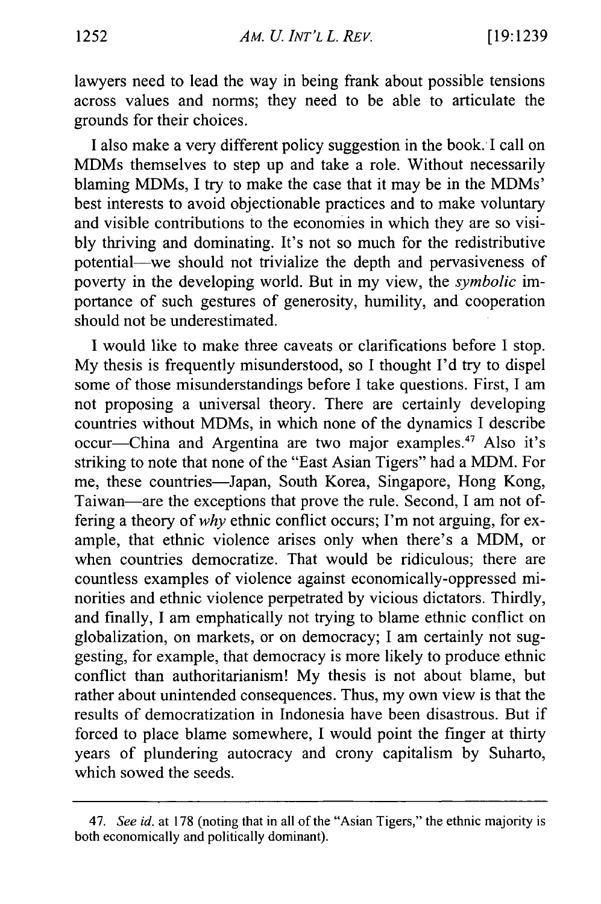lawyers need to lead the way in being frank about possible tensions across values and norms; they need to be able to articulate the grounds for their choices.

I also make a very different policy suggestion in the book. I call on MDMs themselves to step up and take a role. Without necessarily blaming MDMs, I try to make the case that it may be in the MDMs' best interests to avoid objectionable practices and to make voluntary and visible contributions to the economies in which they are so visibly thriving and dominating. It's not so much for the redistributive potential—we should not trivialize the depth and pervasiveness of poverty in the developing world. But in my view, the *symbolic* importance of such gestures of generosity, humility, and cooperation should not be underestimated.

I would like to make three caveats or clarifications before I stop. My thesis is frequently misunderstood, so I thought I'd try to dispel some of those misunderstandings before I take questions. First, I am not proposing a universal theory. There are certainly developing countries without MDMs, in which none of the dynamics I describe occur—China and Argentina are two major examples.[47] Also it's striking to note that none of the "East Asian Tigers" had a MDM. For me, these countries—Japan, South Korea, Singapore, Hong Kong, Taiwan—are the exceptions that prove the rule. Second, I am not offering a theory of *why* ethnic conflict occurs; I'm not arguing, for example, that ethnic violence arises only when there's a MDM, or when countries democratize. That would be ridiculous; there are countless examples of violence against economically-oppressed minorities and ethnic violence perpetrated by vicious dictators. Thirdly, and finally, I am emphatically not trying to blame ethnic conflict on globalization, on markets, or on democracy; I am certainly not suggesting, for example, that democracy is more likely to produce ethnic conflict than authoritarianism! My thesis is not about blame, but rather about unintended consequences. Thus, my own view is that the results of democratization in Indonesia have been disastrous. But if forced to place blame somewhere, I would point the finger at thirty years of plundering autocracy and crony capitalism by Suharto, which sowed the seeds.

---

47. *See id.* at 178 (noting that in all of the "Asian Tigers," the ethnic majority is both economically and politically dominant).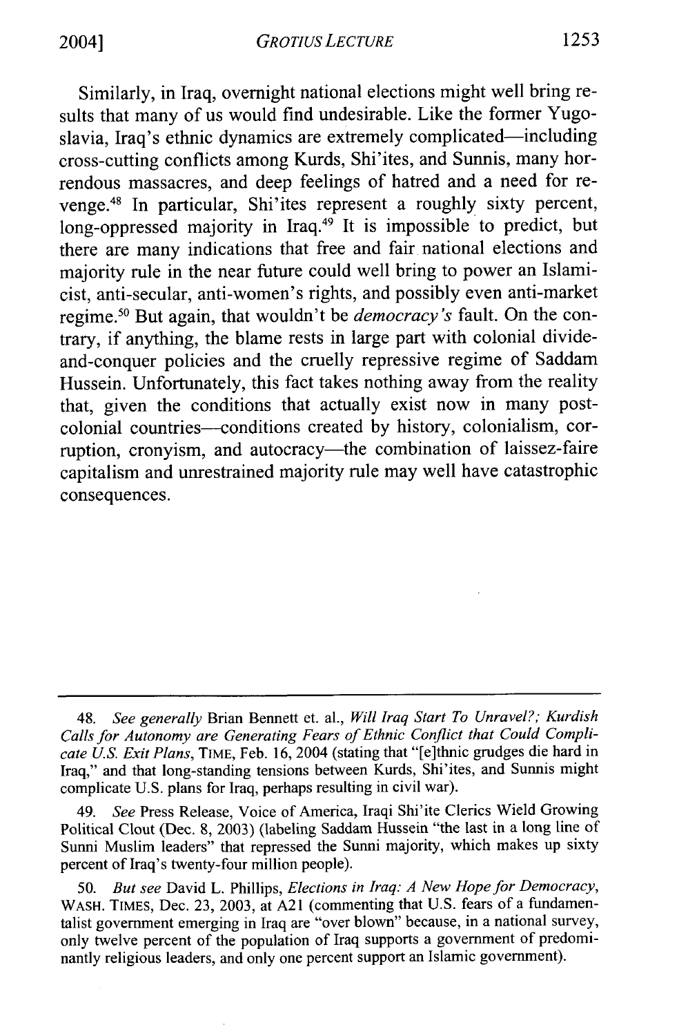Similarly, in Iraq, overnight national elections might well bring results that many of us would find undesirable. Like the former Yugoslavia, Iraq's ethnic dynamics are extremely complicated—including cross-cutting conflicts among Kurds, Shi'ites, and Sunnis, many horrendous massacres, and deep feelings of hatred and a need for revenge.[48] In particular, Shi'ites represent a roughly sixty percent, long-oppressed majority in Iraq.[49] It is impossible to predict, but there are many indications that free and fair national elections and majority rule in the near future could well bring to power an Islamicist, anti-secular, anti-women's rights, and possibly even anti-market regime.[50] But again, that wouldn't be *democracy's* fault. On the contrary, if anything, the blame rests in large part with colonial divide-and-conquer policies and the cruelly repressive regime of Saddam Hussein. Unfortunately, this fact takes nothing away from the reality that, given the conditions that actually exist now in many post-colonial countries—conditions created by history, colonialism, corruption, cronyism, and autocracy—the combination of laissez-faire capitalism and unrestrained majority rule may well have catastrophic consequences.

---

48. *See generally* Brian Bennett et. al., *Will Iraq Start To Unravel?; Kurdish Calls for Autonomy are Generating Fears of Ethnic Conflict that Could Complicate U.S. Exit Plans*, TIME, Feb. 16, 2004 (stating that "[e]thnic grudges die hard in Iraq," and that long-standing tensions between Kurds, Shi'ites, and Sunnis might complicate U.S. plans for Iraq, perhaps resulting in civil war).

49. *See* Press Release, Voice of America, Iraqi Shi'ite Clerics Wield Growing Political Clout (Dec. 8, 2003) (labeling Saddam Hussein "the last in a long line of Sunni Muslim leaders" that repressed the Sunni majority, which makes up sixty percent of Iraq's twenty-four million people).

50. *But see* David L. Phillips, *Elections in Iraq: A New Hope for Democracy*, WASH. TIMES, Dec. 23, 2003, at A21 (commenting that U.S. fears of a fundamentalist government emerging in Iraq are "over blown" because, in a national survey, only twelve percent of the population of Iraq supports a government of predominantly religious leaders, and only one percent support an Islamic government).